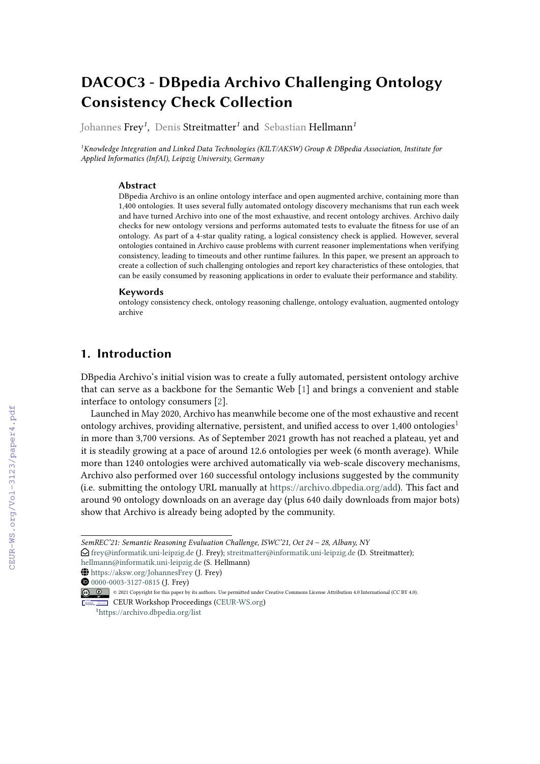# DACOC3 - DBpedia Archivo Challenging Ontology Consistency Check Collection

Johannes Frey[1], Denis Streitmatter[1] and Sebastian Hellmann[1]

[1]*Knowledge Integration and Linked Data Technologies (KILT/AKSW) Group & DBpedia Association, Institute for Applied Informatics (InfAI), Leipzig University, Germany*

### Abstract

DBpedia Archivo is an online ontology interface and open augmented archive, containing more than 1,400 ontologies. It uses several fully automated ontology discovery mechanisms that run each week and have turned Archivo into one of the most exhaustive, and recent ontology archives. Archivo daily checks for new ontology versions and performs automated tests to evaluate the fitness for use of an ontology. As part of a 4-star quality rating, a logical consistency check is applied. However, several ontologies contained in Archivo cause problems with current reasoner implementations when verifying consistency, leading to timeouts and other runtime failures. In this paper, we present an approach to create a collection of such challenging ontologies and report key characteristics of these ontologies, that can be easily consumed by reasoning applications in order to evaluate their performance and stability.

### Keywords

ontology consistency check, ontology reasoning challenge, ontology evaluation, augmented ontology archive

## 1. Introduction

DBpedia Archivo's initial vision was to create a fully automated, persistent ontology archive that can serve as a backbone for the Semantic Web [1] and brings a convenient and stable interface to ontology consumers [2].

Launched in May 2020, Archivo has meanwhile become one of the most exhaustive and recent ontology archives, providing alternative, persistent, and unified access to over 1,400 ontologies[1] in more than 3,700 versions. As of September 2021 growth has not reached a plateau, yet and it is steadily growing at a pace of around 12.6 ontologies per week (6 month average). While more than 1240 ontologies were archived automatically via web-scale discovery mechanisms, Archivo also performed over 160 successful ontology inclusions suggested by the community (i.e. submitting the ontology URL manually at https://archivo.dbpedia.org/add). This fact and around 90 ontology downloads on an average day (plus 640 daily downloads from major bots) show that Archivo is already being adopted by the community.

---

*SemREC'21: Semantic Reasoning Evaluation Challenge, ISWC'21, Oct 24 – 28, Albany, NY*

frey@informatik.uni-leipzig.de (J. Frey); streitmatter@informatik.uni-leipzig.de (D. Streitmatter); hellmann@informatik.uni-leipzig.de (S. Hellmann)

https://aksw.org/JohannesFrey (J. Frey)

0000-0003-3127-0815 (J. Frey)

© 2021 Copyright for this paper by its authors. Use permitted under Creative Commons License Attribution 4.0 International (CC BY 4.0).

CEUR Workshop Proceedings (CEUR-WS.org)

[1] https://archivo.dbpedia.org/list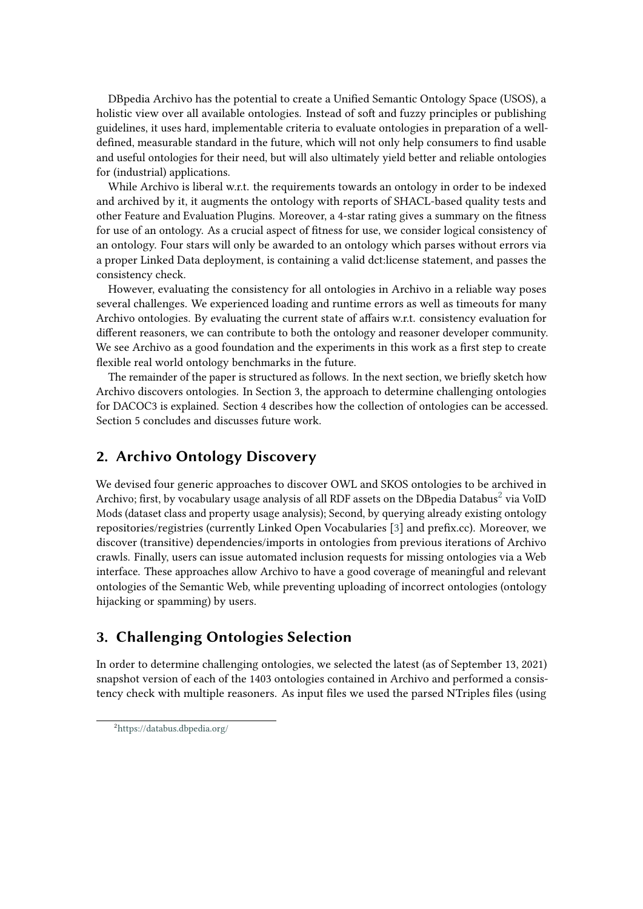DBpedia Archivo has the potential to create a Unified Semantic Ontology Space (USOS), a holistic view over all available ontologies. Instead of soft and fuzzy principles or publishing guidelines, it uses hard, implementable criteria to evaluate ontologies in preparation of a well-defined, measurable standard in the future, which will not only help consumers to find usable and useful ontologies for their need, but will also ultimately yield better and reliable ontologies for (industrial) applications.

While Archivo is liberal w.r.t. the requirements towards an ontology in order to be indexed and archived by it, it augments the ontology with reports of SHACL-based quality tests and other Feature and Evaluation Plugins. Moreover, a 4-star rating gives a summary on the fitness for use of an ontology. As a crucial aspect of fitness for use, we consider logical consistency of an ontology. Four stars will only be awarded to an ontology which parses without errors via a proper Linked Data deployment, is containing a valid dct:license statement, and passes the consistency check.

However, evaluating the consistency for all ontologies in Archivo in a reliable way poses several challenges. We experienced loading and runtime errors as well as timeouts for many Archivo ontologies. By evaluating the current state of affairs w.r.t. consistency evaluation for different reasoners, we can contribute to both the ontology and reasoner developer community. We see Archivo as a good foundation and the experiments in this work as a first step to create flexible real world ontology benchmarks in the future.

The remainder of the paper is structured as follows. In the next section, we briefly sketch how Archivo discovers ontologies. In Section 3, the approach to determine challenging ontologies for DACOC3 is explained. Section 4 describes how the collection of ontologies can be accessed. Section 5 concludes and discusses future work.

## 2. Archivo Ontology Discovery

We devised four generic approaches to discover OWL and SKOS ontologies to be archived in Archivo; first, by vocabulary usage analysis of all RDF assets on the DBpedia Databus[2] via VoID Mods (dataset class and property usage analysis); Second, by querying already existing ontology repositories/registries (currently Linked Open Vocabularies [3] and prefix.cc). Moreover, we discover (transitive) dependencies/imports in ontologies from previous iterations of Archivo crawls. Finally, users can issue automated inclusion requests for missing ontologies via a Web interface. These approaches allow Archivo to have a good coverage of meaningful and relevant ontologies of the Semantic Web, while preventing uploading of incorrect ontologies (ontology hijacking or spamming) by users.

## 3. Challenging Ontologies Selection

In order to determine challenging ontologies, we selected the latest (as of September 13, 2021) snapshot version of each of the 1403 ontologies contained in Archivo and performed a consistency check with multiple reasoners. As input files we used the parsed NTriples files (using

[2] https://databus.dbpedia.org/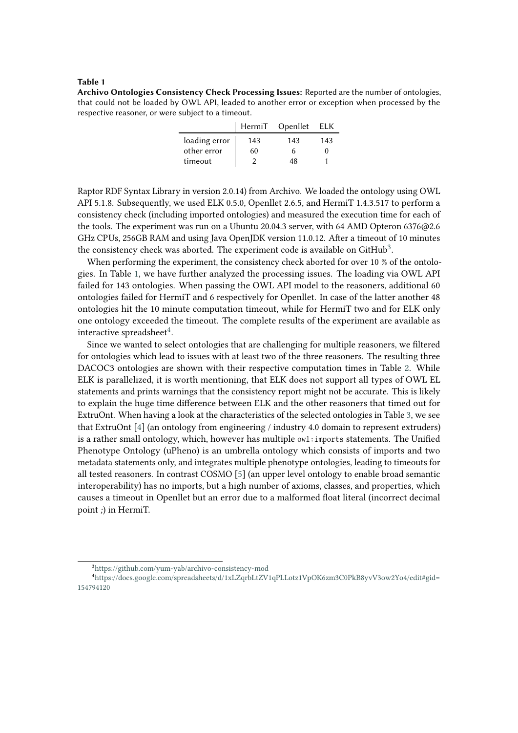**Table 1**
**Archivo Ontologies Consistency Check Processing Issues:** Reported are the number of ontologies, that could not be loaded by OWL API, leaded to another error or exception when processed by the respective reasoner, or were subject to a timeout.

| | HermiT | Openllet | ELK |
|---|---|---|---|
| loading error | 143 | 143 | 143 |
| other error | 60 | 6 | 0 |
| timeout | 2 | 48 | 1 |

Raptor RDF Syntax Library in version 2.0.14) from Archivo. We loaded the ontology using OWL API 5.1.8. Subsequently, we used ELK 0.5.0, Openllet 2.6.5, and HermiT 1.4.3.517 to perform a consistency check (including imported ontologies) and measured the execution time for each of the tools. The experiment was run on a Ubuntu 20.04.3 server, with 64 AMD Opteron 6376@2.6 GHz CPUs, 256GB RAM and using Java OpenJDK version 11.0.12. After a timeout of 10 minutes the consistency check was aborted. The experiment code is available on GitHub[3].

When performing the experiment, the consistency check aborted for over 10 % of the ontologies. In Table 1, we have further analyzed the processing issues. The loading via OWL API failed for 143 ontologies. When passing the OWL API model to the reasoners, additional 60 ontologies failed for HermiT and 6 respectively for Openllet. In case of the latter another 48 ontologies hit the 10 minute computation timeout, while for HermiT two and for ELK only one ontology exceeded the timeout. The complete results of the experiment are available as interactive spreadsheet[4].

Since we wanted to select ontologies that are challenging for multiple reasoners, we filtered for ontologies which lead to issues with at least two of the three reasoners. The resulting three DACOC3 ontologies are shown with their respective computation times in Table 2. While ELK is parallelized, it is worth mentioning, that ELK does not support all types of OWL EL statements and prints warnings that the consistency report might not be accurate. This is likely to explain the huge time difference between ELK and the other reasoners that timed out for ExtruOnt. When having a look at the characteristics of the selected ontologies in Table 3, we see that ExtruOnt [4] (an ontology from engineering / industry 4.0 domain to represent extruders) is a rather small ontology, which, however has multiple `owl:imports` statements. The Unified Phenotype Ontology (uPheno) is an umbrella ontology which consists of imports and two metadata statements only, and integrates multiple phenotype ontologies, leading to timeouts for all tested reasoners. In contrast COSMO [5] (an upper level ontology to enable broad semantic interoperability) has no imports, but a high number of axioms, classes, and properties, which causes a timeout in Openllet but an error due to a malformed float literal (incorrect decimal point ;) in HermiT.

[3] https://github.com/yum-yab/archivo-consistency-mod

[4] https://docs.google.com/spreadsheets/d/1xLZqrbLtZV1qPLLotz1VpOK6zm3C0PkB8yvV3ow2Yo4/edit#gid=154794120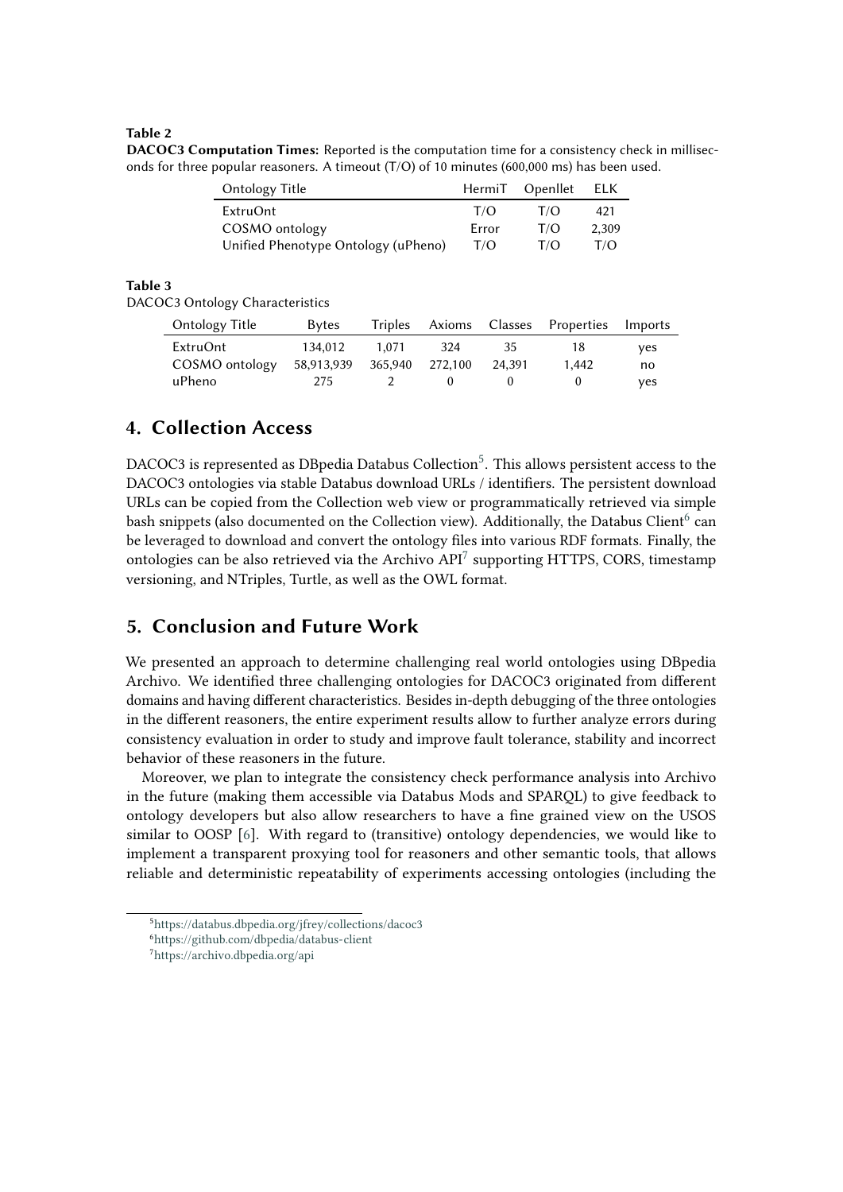**Table 2**

**DACOC3 Computation Times:** Reported is the computation time for a consistency check in milliseconds for three popular reasoners. A timeout (T/O) of 10 minutes (600,000 ms) has been used.

| Ontology Title | HermiT | Openllet | ELK |
|---|---|---|---|
| ExtruOnt | T/O | T/O | 421 |
| COSMO ontology | Error | T/O | 2,309 |
| Unified Phenotype Ontology (uPheno) | T/O | T/O | T/O |

**Table 3**

DACOC3 Ontology Characteristics

| Ontology Title | Bytes | Triples | Axioms | Classes | Properties | Imports |
|---|---|---|---|---|---|---|
| ExtruOnt | 134,012 | 1,071 | 324 | 35 | 18 | yes |
| COSMO ontology | 58,913,939 | 365,940 | 272,100 | 24,391 | 1,442 | no |
| uPheno | 275 | 2 | 0 | 0 | 0 | yes |

## 4. Collection Access

DACOC3 is represented as DBpedia Databus Collection[5]. This allows persistent access to the DACOC3 ontologies via stable Databus download URLs / identifiers. The persistent download URLs can be copied from the Collection web view or programmatically retrieved via simple bash snippets (also documented on the Collection view). Additionally, the Databus Client[6] can be leveraged to download and convert the ontology files into various RDF formats. Finally, the ontologies can be also retrieved via the Archivo API[7] supporting HTTPS, CORS, timestamp versioning, and NTriples, Turtle, as well as the OWL format.

## 5. Conclusion and Future Work

We presented an approach to determine challenging real world ontologies using DBpedia Archivo. We identified three challenging ontologies for DACOC3 originated from different domains and having different characteristics. Besides in-depth debugging of the three ontologies in the different reasoners, the entire experiment results allow to further analyze errors during consistency evaluation in order to study and improve fault tolerance, stability and incorrect behavior of these reasoners in the future.

Moreover, we plan to integrate the consistency check performance analysis into Archivo in the future (making them accessible via Databus Mods and SPARQL) to give feedback to ontology developers but also allow researchers to have a fine grained view on the USOS similar to OOSP [6]. With regard to (transitive) ontology dependencies, we would like to implement a transparent proxying tool for reasoners and other semantic tools, that allows reliable and deterministic repeatability of experiments accessing ontologies (including the

[5] https://databus.dbpedia.org/jfrey/collections/dacoc3

[6] https://github.com/dbpedia/databus-client

[7] https://archivo.dbpedia.org/api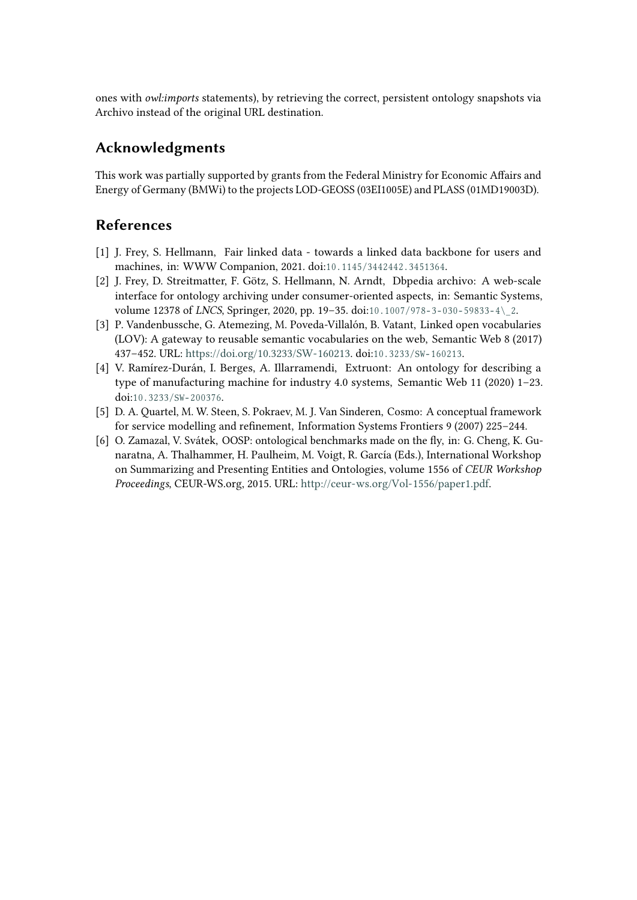ones with *owl:imports* statements), by retrieving the correct, persistent ontology snapshots via Archivo instead of the original URL destination.

## Acknowledgments

This work was partially supported by grants from the Federal Ministry for Economic Affairs and Energy of Germany (BMWi) to the projects LOD-GEOSS (03EI1005E) and PLASS (01MD19003D).

## References

[1] J. Frey, S. Hellmann, Fair linked data - towards a linked data backbone for users and machines, in: WWW Companion, 2021. doi:10.1145/3442442.3451364.

[2] J. Frey, D. Streitmatter, F. Götz, S. Hellmann, N. Arndt, Dbpedia archivo: A web-scale interface for ontology archiving under consumer-oriented aspects, in: Semantic Systems, volume 12378 of *LNCS*, Springer, 2020, pp. 19–35. doi:10.1007/978-3-030-59833-4\_2.

[3] P. Vandenbussche, G. Atemezing, M. Poveda-Villalón, B. Vatant, Linked open vocabularies (LOV): A gateway to reusable semantic vocabularies on the web, Semantic Web 8 (2017) 437–452. URL: https://doi.org/10.3233/SW-160213. doi:10.3233/SW-160213.

[4] V. Ramírez-Durán, I. Berges, A. Illarramendi, Extruont: An ontology for describing a type of manufacturing machine for industry 4.0 systems, Semantic Web 11 (2020) 1–23. doi:10.3233/SW-200376.

[5] D. A. Quartel, M. W. Steen, S. Pokraev, M. J. Van Sinderen, Cosmo: A conceptual framework for service modelling and refinement, Information Systems Frontiers 9 (2007) 225–244.

[6] O. Zamazal, V. Svátek, OOSP: ontological benchmarks made on the fly, in: G. Cheng, K. Gunaratna, A. Thalhammer, H. Paulheim, M. Voigt, R. García (Eds.), International Workshop on Summarizing and Presenting Entities and Ontologies, volume 1556 of *CEUR Workshop Proceedings*, CEUR-WS.org, 2015. URL: http://ceur-ws.org/Vol-1556/paper1.pdf.